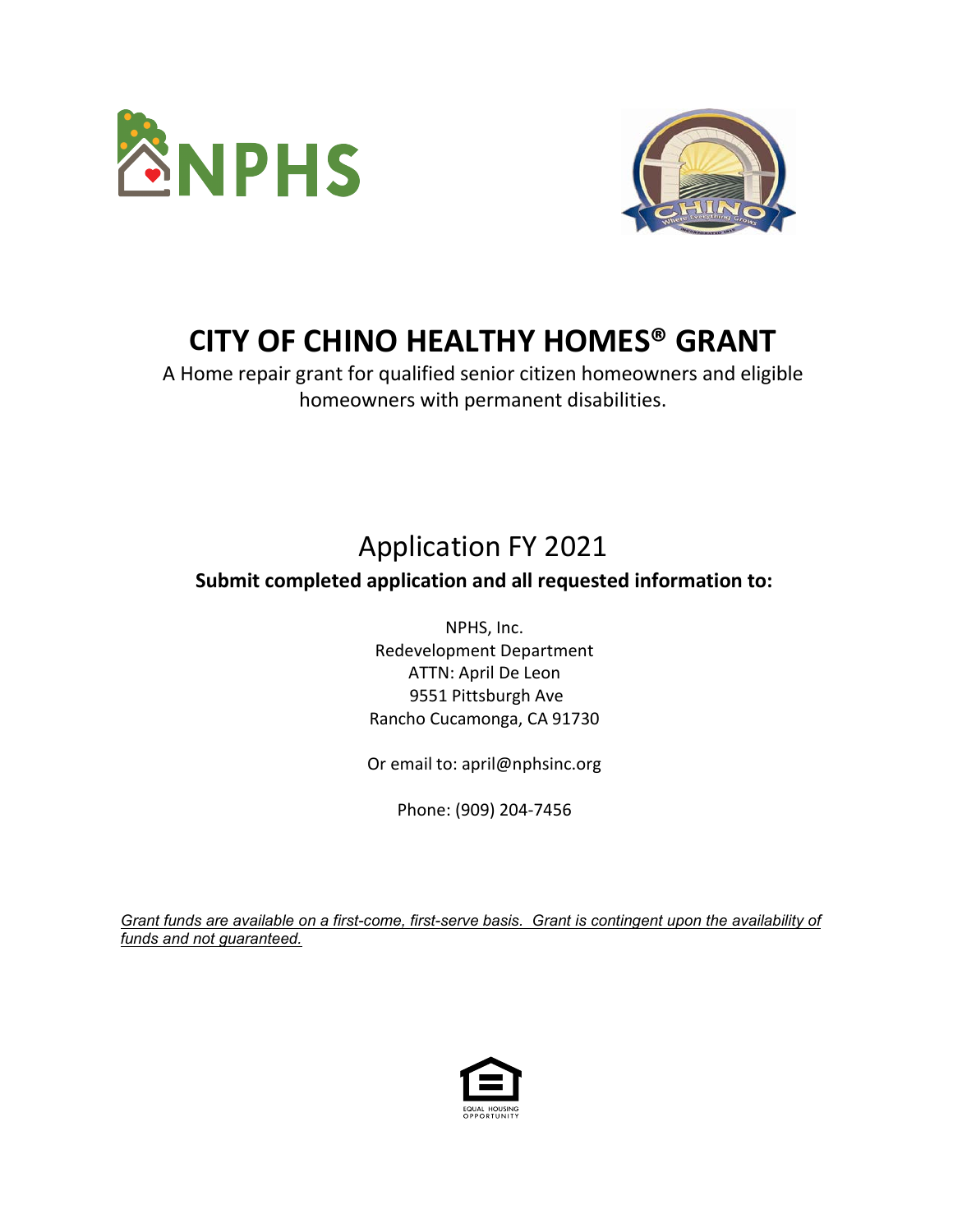# CITY OF CHINO HEALTHY HOMES® GRANT

A Home repair grant for qualified senior citizen homeowners and eligible homeowners with permanent disabilities.

## Application FY 2021

**Submit completed application and all requested information to:**

NPHS, Inc.
Redevelopment Department
ATTN: April De Leon
9551 Pittsburgh Ave
Rancho Cucamonga, CA 91730

Or email to: april@nphsinc.org

Phone: (909) 204-7456

*Grant funds are available on a first-come, first-serve basis. Grant is contingent upon the availability of funds and not guaranteed.*

EQUAL HOUSING OPPORTUNITY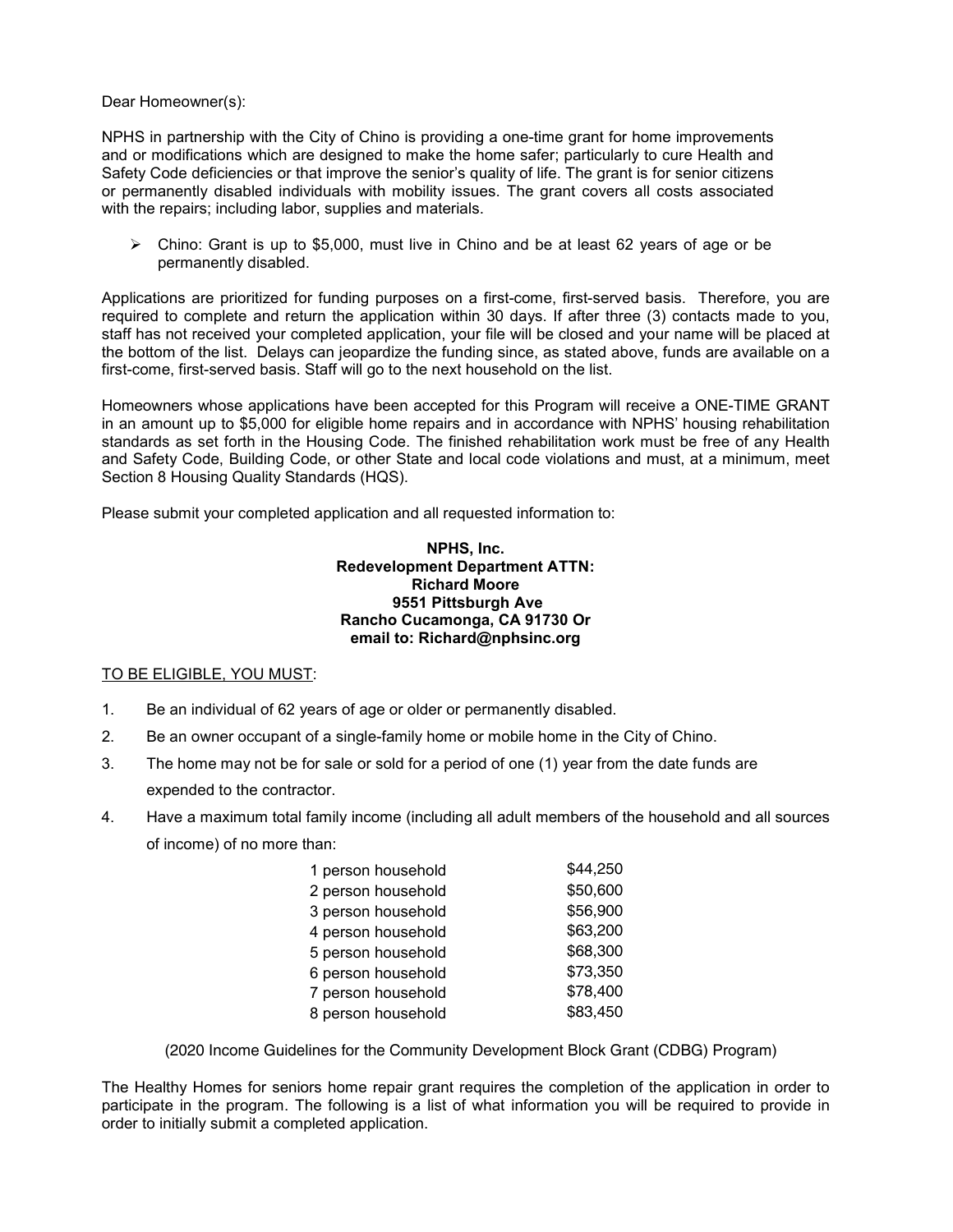Dear Homeowner(s):

NPHS in partnership with the City of Chino is providing a one-time grant for home improvements and or modifications which are designed to make the home safer; particularly to cure Health and Safety Code deficiencies or that improve the senior's quality of life. The grant is for senior citizens or permanently disabled individuals with mobility issues. The grant covers all costs associated with the repairs; including labor, supplies and materials.

- Chino: Grant is up to $5,000, must live in Chino and be at least 62 years of age or be permanently disabled.

Applications are prioritized for funding purposes on a first-come, first-served basis. Therefore, you are required to complete and return the application within 30 days. If after three (3) contacts made to you, staff has not received your completed application, your file will be closed and your name will be placed at the bottom of the list. Delays can jeopardize the funding since, as stated above, funds are available on a first-come, first-served basis. Staff will go to the next household on the list.

Homeowners whose applications have been accepted for this Program will receive a ONE-TIME GRANT in an amount up to $5,000 for eligible home repairs and in accordance with NPHS' housing rehabilitation standards as set forth in the Housing Code. The finished rehabilitation work must be free of any Health and Safety Code, Building Code, or other State and local code violations and must, at a minimum, meet Section 8 Housing Quality Standards (HQS).

Please submit your completed application and all requested information to:

**NPHS, Inc.**
**Redevelopment Department ATTN:**
**Richard Moore**
**9551 Pittsburgh Ave**
**Rancho Cucamonga, CA 91730 Or**
**email to: Richard@nphsinc.org**

<u>TO BE ELIGIBLE, YOU MUST</u>:

1. Be an individual of 62 years of age or older or permanently disabled.
2. Be an owner occupant of a single-family home or mobile home in the City of Chino.
3. The home may not be for sale or sold for a period of one (1) year from the date funds are expended to the contractor.
4. Have a maximum total family income (including all adult members of the household and all sources of income) of no more than:

| Household size | Maximum income |
| --- | --- |
| 1 person household | $44,250 |
| 2 person household | $50,600 |
| 3 person household | $56,900 |
| 4 person household | $63,200 |
| 5 person household | $68,300 |
| 6 person household | $73,350 |
| 7 person household | $78,400 |
| 8 person household | $83,450 |

(2020 Income Guidelines for the Community Development Block Grant (CDBG) Program)

The Healthy Homes for seniors home repair grant requires the completion of the application in order to participate in the program. The following is a list of what information you will be required to provide in order to initially submit a completed application.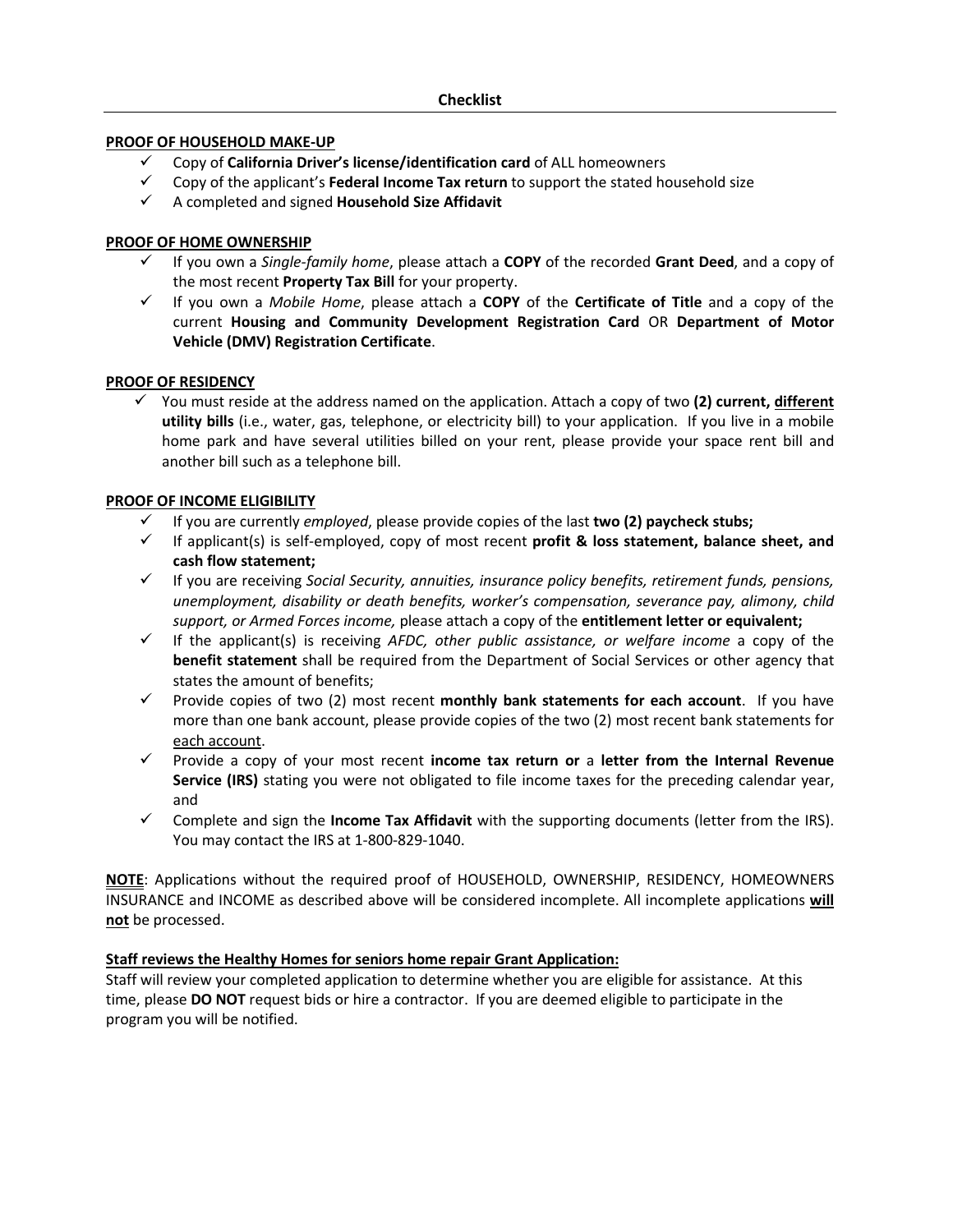## Checklist

**PROOF OF HOUSEHOLD MAKE-UP**

- ✓ Copy of **California Driver's license/identification card** of ALL homeowners
- ✓ Copy of the applicant's **Federal Income Tax return** to support the stated household size
- ✓ A completed and signed **Household Size Affidavit**

**PROOF OF HOME OWNERSHIP**

- ✓ If you own a *Single-family home*, please attach a **COPY** of the recorded **Grant Deed**, and a copy of the most recent **Property Tax Bill** for your property.
- ✓ If you own a *Mobile Home*, please attach a **COPY** of the **Certificate of Title** and a copy of the current **Housing and Community Development Registration Card** OR **Department of Motor Vehicle (DMV) Registration Certificate**.

**PROOF OF RESIDENCY**

- ✓ You must reside at the address named on the application. Attach a copy of two **(2) current, different utility bills** (i.e., water, gas, telephone, or electricity bill) to your application. If you live in a mobile home park and have several utilities billed on your rent, please provide your space rent bill and another bill such as a telephone bill.

**PROOF OF INCOME ELIGIBILITY**

- ✓ If you are currently *employed*, please provide copies of the last **two (2) paycheck stubs;**
- ✓ If applicant(s) is self-employed, copy of most recent **profit & loss statement, balance sheet, and cash flow statement;**
- ✓ If you are receiving *Social Security, annuities, insurance policy benefits, retirement funds, pensions, unemployment, disability or death benefits, worker's compensation, severance pay, alimony, child support, or Armed Forces income,* please attach a copy of the **entitlement letter or equivalent;**
- ✓ If the applicant(s) is receiving *AFDC, other public assistance, or welfare income* a copy of the **benefit statement** shall be required from the Department of Social Services or other agency that states the amount of benefits;
- ✓ Provide copies of two (2) most recent **monthly bank statements for each account**. If you have more than one bank account, please provide copies of the two (2) most recent bank statements for each account.
- ✓ Provide a copy of your most recent **income tax return or** a **letter from the Internal Revenue Service (IRS)** stating you were not obligated to file income taxes for the preceding calendar year, and
- ✓ Complete and sign the **Income Tax Affidavit** with the supporting documents (letter from the IRS). You may contact the IRS at 1-800-829-1040.

**NOTE**: Applications without the required proof of HOUSEHOLD, OWNERSHIP, RESIDENCY, HOMEOWNERS INSURANCE and INCOME as described above will be considered incomplete. All incomplete applications **will not** be processed.

**Staff reviews the Healthy Homes for seniors home repair Grant Application:**

Staff will review your completed application to determine whether you are eligible for assistance. At this time, please **DO NOT** request bids or hire a contractor. If you are deemed eligible to participate in the program you will be notified.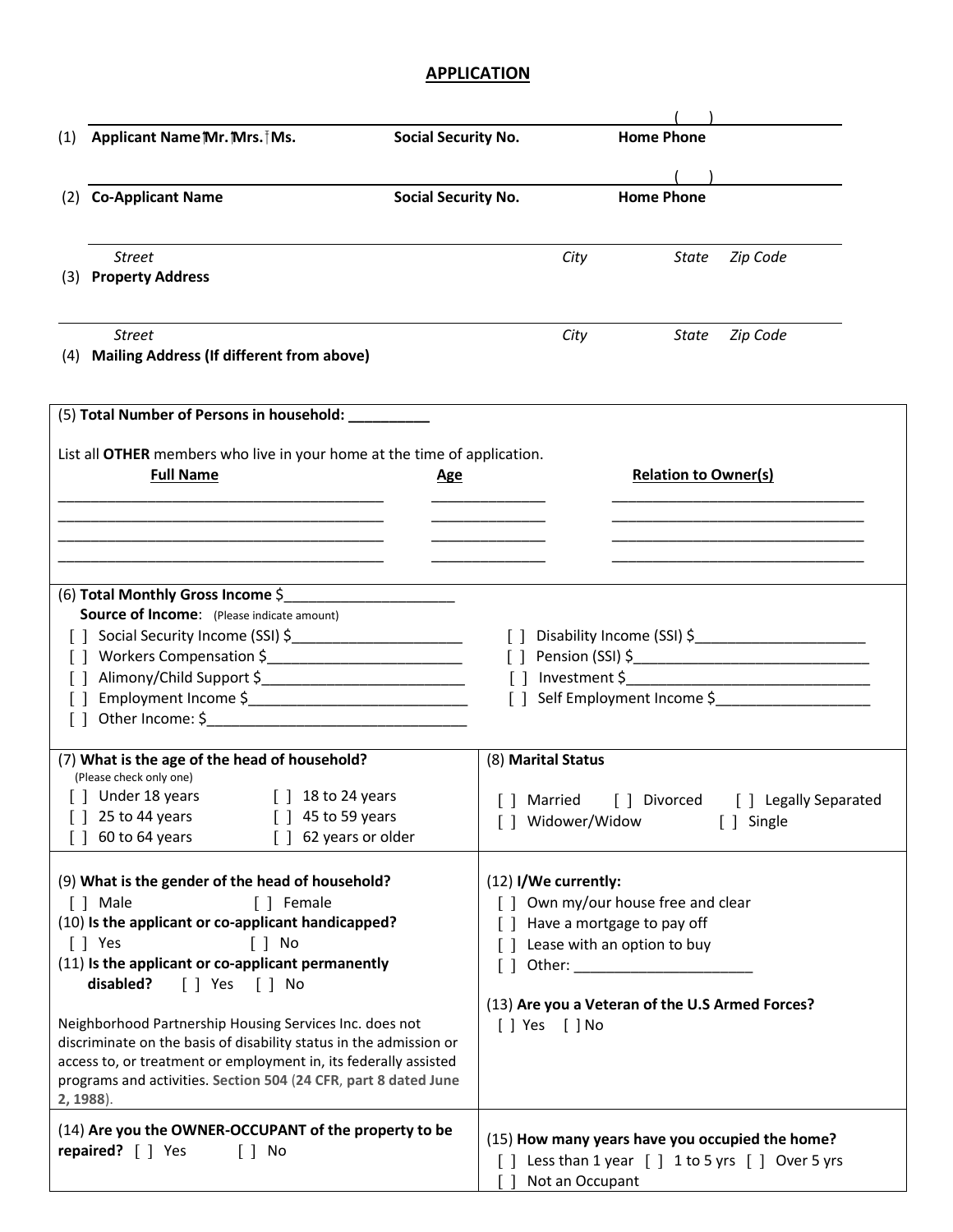# APPLICATION

(1) **Applicant Name Mr. Mrs. Ms.** &nbsp;&nbsp;&nbsp; **Social Security No.** &nbsp;&nbsp;&nbsp; **Home Phone** ( )

(2) **Co-Applicant Name** &nbsp;&nbsp;&nbsp; **Social Security No.** &nbsp;&nbsp;&nbsp; **Home Phone** ( )

(3) **Property Address** &nbsp;&nbsp;&nbsp; *Street* &nbsp;&nbsp;&nbsp; *City* &nbsp;&nbsp;&nbsp; *State* &nbsp;&nbsp;&nbsp; *Zip Code*

(4) **Mailing Address (If different from above)** &nbsp;&nbsp;&nbsp; *Street* &nbsp;&nbsp;&nbsp; *City* &nbsp;&nbsp;&nbsp; *State* &nbsp;&nbsp;&nbsp; *Zip Code*

(5) **Total Number of Persons in household:** __________

List all **OTHER** members who live in your home at the time of application.

| Full Name | Age | Relation to Owner(s) |
|---|---|---|
| | | |
| | | |
| | | |
| | | |

(6) **Total Monthly Gross Income** $______________________

**Source of Income**: (Please indicate amount)

- [ ] Social Security Income (SSI) $______________________
- [ ] Disability Income (SSI) $______________________
- [ ] Workers Compensation $______________________
- [ ] Pension (SSI) $______________________
- [ ] Alimony/Child Support $______________________
- [ ] Investment $______________________
- [ ] Employment Income $______________________
- [ ] Self Employment Income $______________________
- [ ] Other Income: $______________________

(7) **What is the age of the head of household?**
(Please check only one)

- [ ] Under 18 years
- [ ] 18 to 24 years
- [ ] 25 to 44 years
- [ ] 45 to 59 years
- [ ] 60 to 64 years
- [ ] 62 years or older

(8) **Marital Status**

- [ ] Married
- [ ] Divorced
- [ ] Legally Separated
- [ ] Widower/Widow
- [ ] Single

(9) **What is the gender of the head of household?**

- [ ] Male
- [ ] Female

(10) **Is the applicant or co-applicant handicapped?**

- [ ] Yes
- [ ] No

(11) **Is the applicant or co-applicant permanently disabled?** [ ] Yes [ ] No

Neighborhood Partnership Housing Services Inc. does not discriminate on the basis of disability status in the admission or access to, or treatment or employment in, its federally assisted programs and activities. **Section 504** (**24 CFR**, **part 8 dated June 2, 1988**).

(12) **I/We currently:**

- [ ] Own my/our house free and clear
- [ ] Have a mortgage to pay off
- [ ] Lease with an option to buy
- [ ] Other: ______________________

(13) **Are you a Veteran of the U.S Armed Forces?**

[ ] Yes [ ] No

(14) **Are you the OWNER-OCCUPANT of the property to be repaired?** [ ] Yes [ ] No

(15) **How many years have you occupied the home?**

- [ ] Less than 1 year
- [ ] 1 to 5 yrs
- [ ] Over 5 yrs
- [ ] Not an Occupant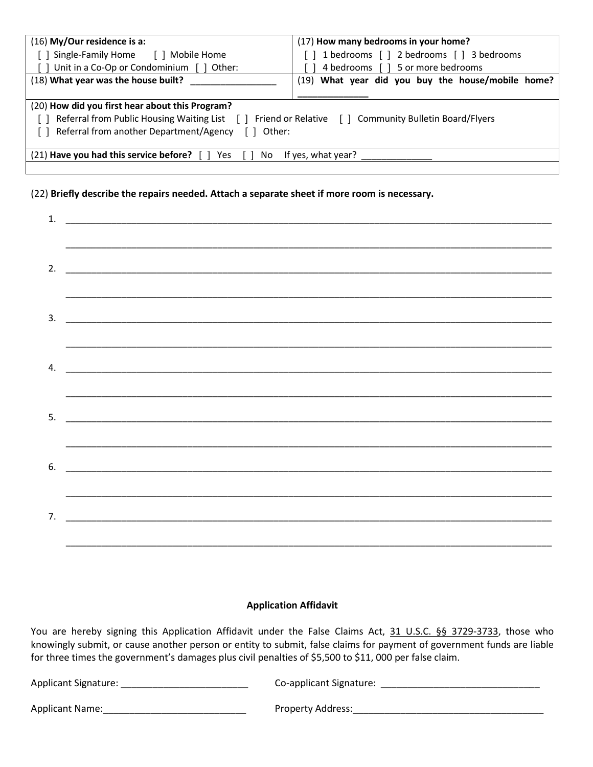| (16) **My/Our residence is a:**<br>[ ] Single-Family Home [ ] Mobile Home<br>[ ] Unit in a Co-Op or Condominium [ ] Other: | (17) **How many bedrooms in your home?**<br>[ ] 1 bedrooms [ ] 2 bedrooms [ ] 3 bedrooms<br>[ ] 4 bedrooms [ ] 5 or more bedrooms |
|---|---|
| (18) **What year was the house built?** _________________ | (19) **What year did you buy the house/mobile home?** _____________ |
| (20) **How did you first hear about this Program?**<br>[ ] Referral from Public Housing Waiting List [ ] Friend or Relative [ ] Community Bulletin Board/Flyers<br>[ ] Referral from another Department/Agency [ ] Other: | |
| (21) **Have you had this service before?** [ ] Yes [ ] No If yes, what year? _____________ | |
| | |

(22) **Briefly describe the repairs needed. Attach a separate sheet if more room is necessary.**

1. ______________________________________________________________________________________

   ______________________________________________________________________________________

2. ______________________________________________________________________________________

   ______________________________________________________________________________________

3. ______________________________________________________________________________________

   ______________________________________________________________________________________

4. ______________________________________________________________________________________

   ______________________________________________________________________________________

5. ______________________________________________________________________________________

   ______________________________________________________________________________________

6. ______________________________________________________________________________________

   ______________________________________________________________________________________

7. ______________________________________________________________________________________

   ______________________________________________________________________________________

**Application Affidavit**

You are hereby signing this Application Affidavit under the False Claims Act, 31 U.S.C. §§ 3729-3733, those who knowingly submit, or cause another person or entity to submit, false claims for payment of government funds are liable for three times the government's damages plus civil penalties of $5,500 to $11, 000 per false claim.

Applicant Signature: ________________________ Co-applicant Signature: ______________________________

Applicant Name:___________________________ Property Address:____________________________________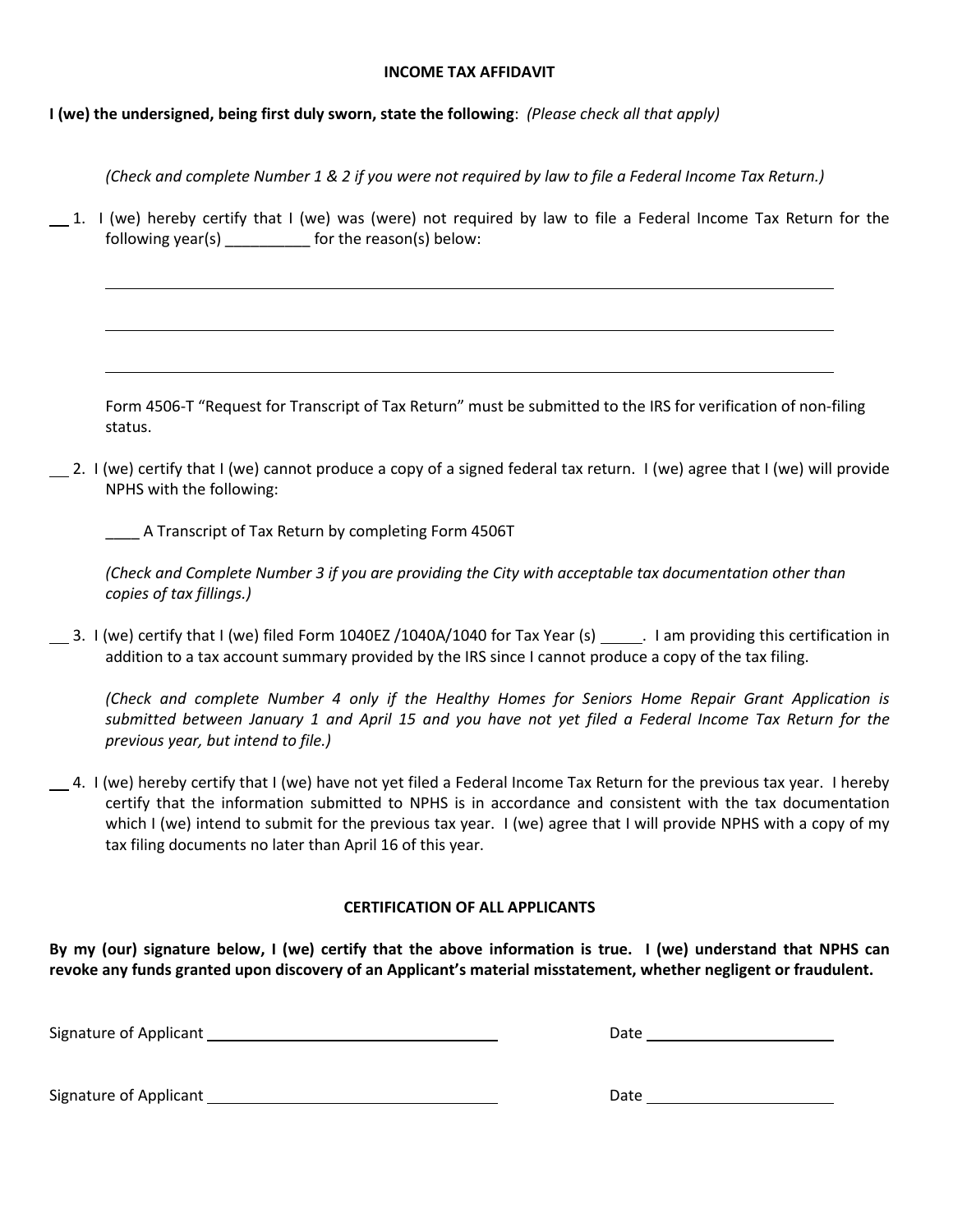**INCOME TAX AFFIDAVIT**

**I (we) the undersigned, being first duly sworn, state the following**: *(Please check all that apply)*

*(Check and complete Number 1 & 2 if you were not required by law to file a Federal Income Tax Return.)*

__ 1. I (we) hereby certify that I (we) was (were) not required by law to file a Federal Income Tax Return for the following year(s) __________ for the reason(s) below:

______________________________________________________________________________

______________________________________________________________________________

______________________________________________________________________________

Form 4506-T "Request for Transcript of Tax Return" must be submitted to the IRS for verification of non-filing status.

__ 2. I (we) certify that I (we) cannot produce a copy of a signed federal tax return. I (we) agree that I (we) will provide NPHS with the following:

____ A Transcript of Tax Return by completing Form 4506T

*(Check and Complete Number 3 if you are providing the City with acceptable tax documentation other than copies of tax fillings.)*

__ 3. I (we) certify that I (we) filed Form 1040EZ /1040A/1040 for Tax Year (s) _____. I am providing this certification in addition to a tax account summary provided by the IRS since I cannot produce a copy of the tax filing.

*(Check and complete Number 4 only if the Healthy Homes for Seniors Home Repair Grant Application is submitted between January 1 and April 15 and you have not yet filed a Federal Income Tax Return for the previous year, but intend to file.)*

__ 4. I (we) hereby certify that I (we) have not yet filed a Federal Income Tax Return for the previous tax year. I hereby certify that the information submitted to NPHS is in accordance and consistent with the tax documentation which I (we) intend to submit for the previous tax year. I (we) agree that I will provide NPHS with a copy of my tax filing documents no later than April 16 of this year.

**CERTIFICATION OF ALL APPLICANTS**

**By my (our) signature below, I (we) certify that the above information is true. I (we) understand that NPHS can revoke any funds granted upon discovery of an Applicant's material misstatement, whether negligent or fraudulent.**

Signature of Applicant ______________________________ Date ____________________

Signature of Applicant ______________________________ Date ____________________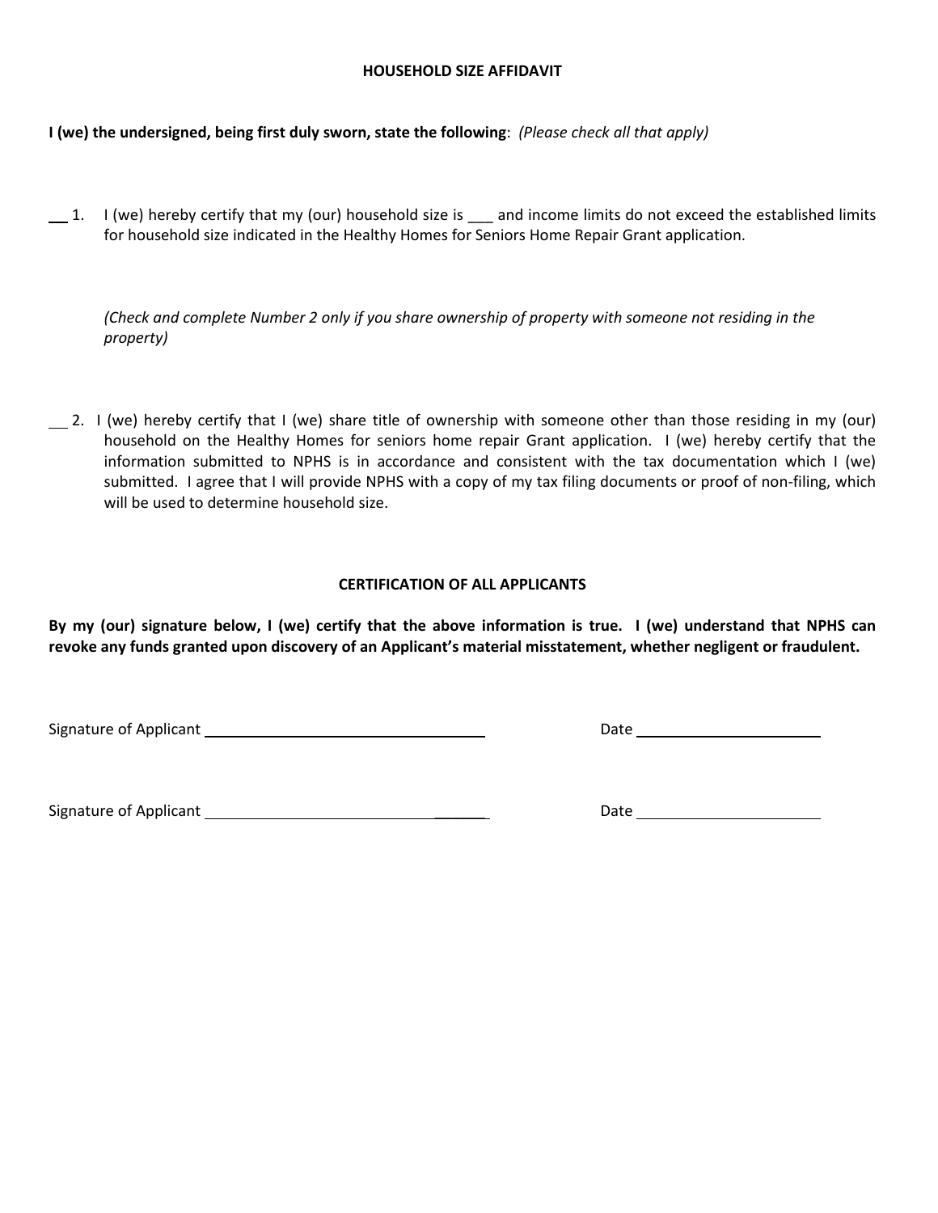## HOUSEHOLD SIZE AFFIDAVIT

**I (we) the undersigned, being first duly sworn, state the following**: *(Please check all that apply)*

__ 1. I (we) hereby certify that my (our) household size is ___ and income limits do not exceed the established limits for household size indicated in the Healthy Homes for Seniors Home Repair Grant application.

*(Check and complete Number 2 only if you share ownership of property with someone not residing in the property)*

__ 2. I (we) hereby certify that I (we) share title of ownership with someone other than those residing in my (our) household on the Healthy Homes for seniors home repair Grant application. I (we) hereby certify that the information submitted to NPHS is in accordance and consistent with the tax documentation which I (we) submitted. I agree that I will provide NPHS with a copy of my tax filing documents or proof of non-filing, which will be used to determine household size.

## CERTIFICATION OF ALL APPLICANTS

**By my (our) signature below, I (we) certify that the above information is true. I (we) understand that NPHS can revoke any funds granted upon discovery of an Applicant's material misstatement, whether negligent or fraudulent.**

Signature of Applicant ________________________________ Date ____________________

Signature of Applicant ________________________________ Date ____________________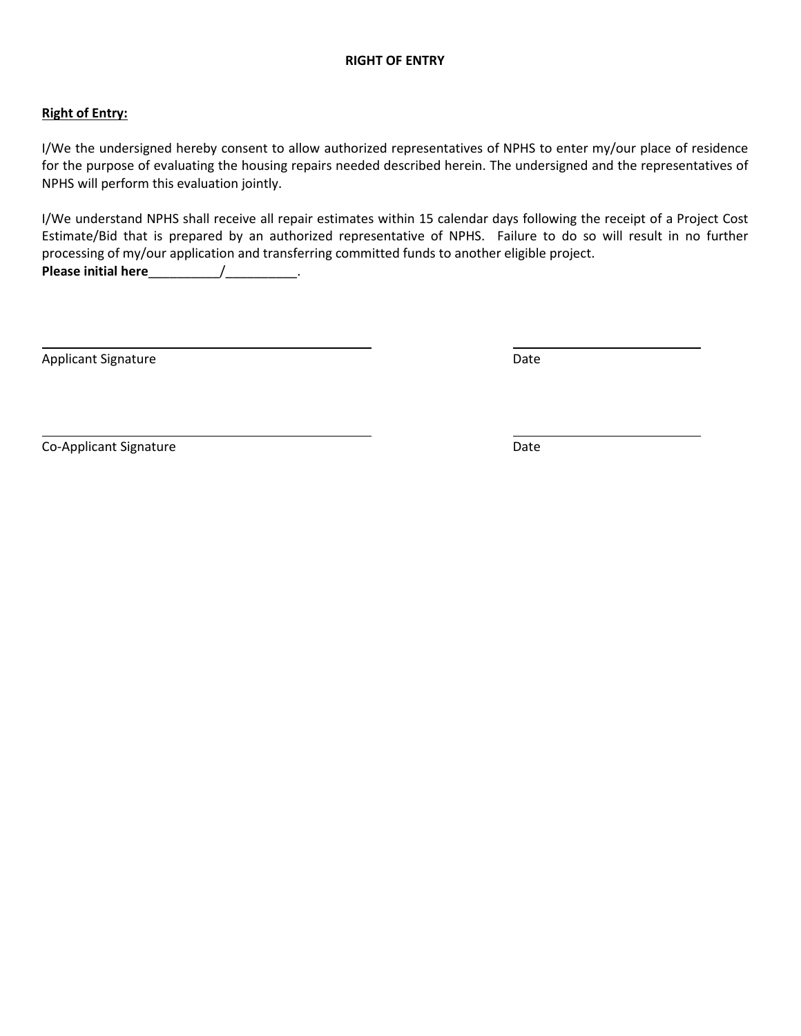# RIGHT OF ENTRY

**Right of Entry:**

I/We the undersigned hereby consent to allow authorized representatives of NPHS to enter my/our place of residence for the purpose of evaluating the housing repairs needed described herein. The undersigned and the representatives of NPHS will perform this evaluation jointly.

I/We understand NPHS shall receive all repair estimates within 15 calendar days following the receipt of a Project Cost Estimate/Bid that is prepared by an authorized representative of NPHS. Failure to do so will result in no further processing of my/our application and transferring committed funds to another eligible project.
**Please initial here**__________/__________.

_______________________________________ _______________________

Applicant Signature Date

_______________________________________ _______________________

Co-Applicant Signature Date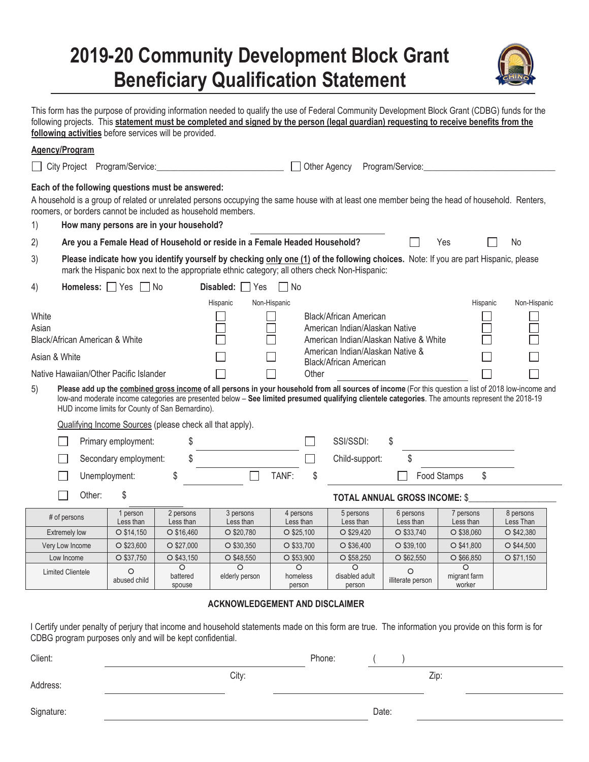# 2019-20 Community Development Block Grant Beneficiary Qualification Statement

This form has the purpose of providing information needed to qualify the use of Federal Community Development Block Grant (CDBG) funds for the following projects. This **statement must be completed and signed by the person (legal guardian) requesting to receive benefits from the following activities** before services will be provided.

**Agency/Program**

☐ City Project Program/Service:____________________________ ☐ Other Agency Program/Service:____________________________

**Each of the following questions must be answered:**

A household is a group of related or unrelated persons occupying the same house with at least one member being the head of household. Renters, roomers, or borders cannot be included as household members.

1) **How many persons are in your household?** ____________________

2) **Are you a Female Head of Household or reside in a Female Headed Household?** ☐ Yes ☐ No

3) **Please indicate how you identify yourself by checking only one (1) of the following choices.** Note: If you are part Hispanic, please mark the Hispanic box next to the appropriate ethnic category; all others check Non-Hispanic:

4) **Homeless:** ☐ Yes ☐ No **Disabled:** ☐ Yes ☐ No

| | Hispanic | Non-Hispanic | | Hispanic | Non-Hispanic |
|---|---|---|---|---|---|
| White | ☐ | ☐ | Black/African American | ☐ | ☐ |
| Asian | ☐ | ☐ | American Indian/Alaskan Native | ☐ | ☐ |
| Black/African American & White | ☐ | ☐ | American Indian/Alaskan Native & White | ☐ | ☐ |
| Asian & White | ☐ | ☐ | American Indian/Alaskan Native & Black/African American | ☐ | ☐ |
| Native Hawaiian/Other Pacific Islander | ☐ | ☐ | Other ____________ | ☐ | ☐ |

5) **Please add up the combined gross income of all persons in your household from all sources of income** (For this question a list of 2018 low-income and low-and moderate income categories are presented below – **See limited presumed qualifying clientele categories**. The amounts represent the 2018-19 HUD income limits for County of San Bernardino).

Qualifying Income Sources (please check all that apply).

☐ Primary employment: $____________ ☐ SSI/SSDI: $____________

☐ Secondary employment: $____________ ☐ Child-support: $____________

☐ Unemployment: $____________ ☐ TANF: $____________ ☐ Food Stamps $____________

☐ Other: $____________ **TOTAL ANNUAL GROSS INCOME: $**____________

| # of persons | 1 person Less than | 2 persons Less than | 3 persons Less than | 4 persons Less than | 5 persons Less than | 6 persons Less than | 7 persons Less than | 8 persons Less Than |
|---|---|---|---|---|---|---|---|---|
| Extremely low | ○ $14,150 | ○ $16,460 | ○ $20,780 | ○ $25,100 | ○ $29,420 | ○ $33,740 | ○ $38,060 | ○ $42,380 |
| Very Low Income | ○ $23,600 | ○ $27,000 | ○ $30,350 | ○ $33,700 | ○ $36,400 | ○ $39,100 | ○ $41,800 | ○ $44,500 |
| Low Income | ○ $37,750 | ○ $43,150 | ○ $48,550 | ○ $53,900 | ○ $58,250 | ○ $62,550 | ○ $66,850 | ○ $71,150 |
| Limited Clientele | ○ abused child | ○ battered spouse | ○ elderly person | ○ homeless person | ○ disabled adult person | ○ illiterate person | ○ migrant farm worker | |

**ACKNOWLEDGEMENT AND DISCLAIMER**

I Certify under penalty of perjury that income and household statements made on this form are true. The information you provide on this form is for CDBG program purposes only and will be kept confidential.

Client: ______________________________ Phone: (    ) ______________________

Address: ____________________ City: ____________________ Zip: ____________

Signature: ______________________________ Date: ____________________